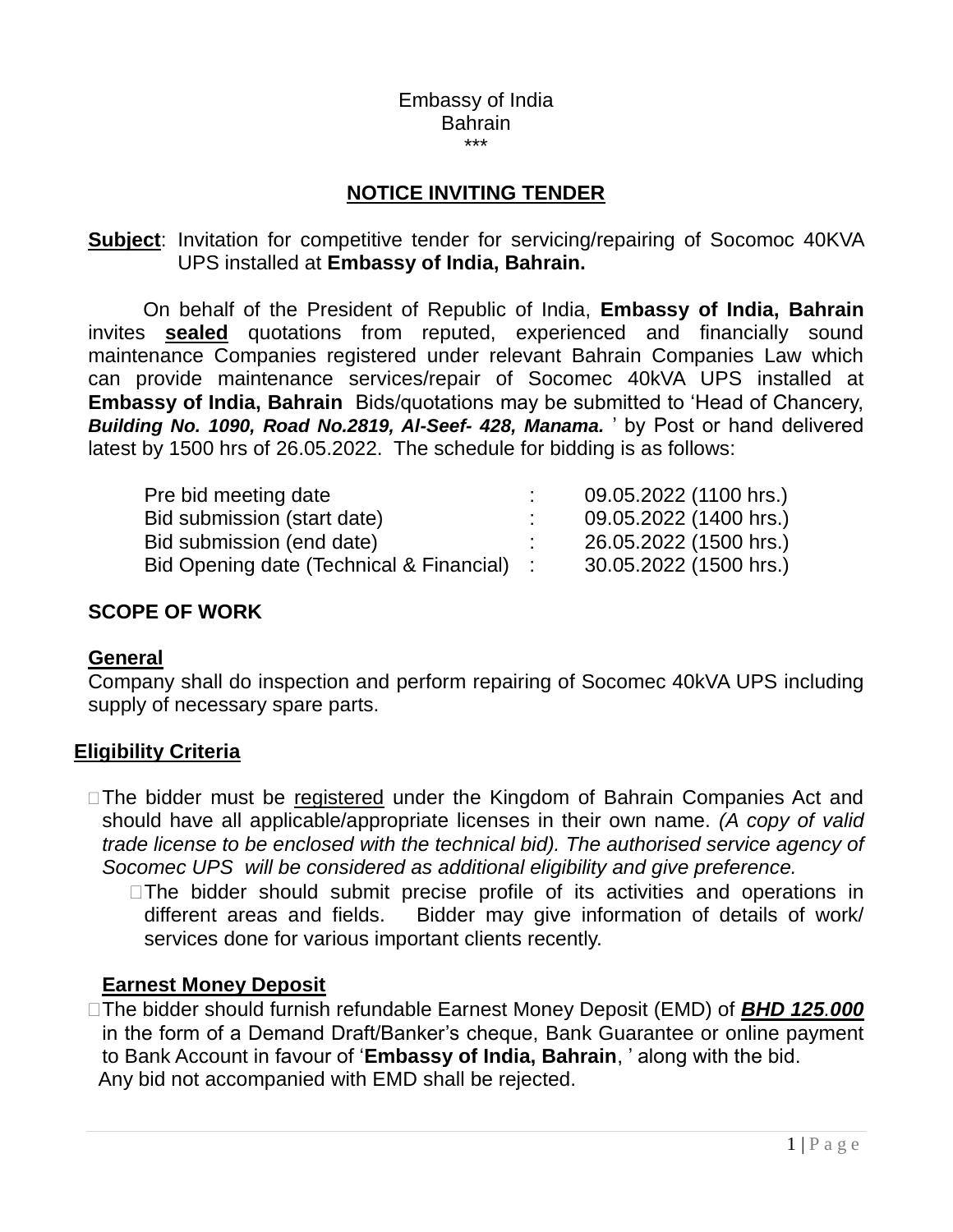Embassy of India
Bahrain
***

## NOTICE INVITING TENDER

**Subject**: Invitation for competitive tender for servicing/repairing of Socomoc 40KVA UPS installed at **Embassy of India, Bahrain.**

On behalf of the President of Republic of India, **Embassy of India, Bahrain** invites **sealed** quotations from reputed, experienced and financially sound maintenance Companies registered under relevant Bahrain Companies Law which can provide maintenance services/repair of Socomec 40kVA UPS installed at **Embassy of India, Bahrain** Bids/quotations may be submitted to 'Head of Chancery, ***Building No. 1090, Road No.2819, Al-Seef- 428, Manama.*** ' by Post or hand delivered latest by 1500 hrs of 26.05.2022. The schedule for bidding is as follows:

| | | |
|---|---|---|
| Pre bid meeting date | : | 09.05.2022 (1100 hrs.) |
| Bid submission (start date) | : | 09.05.2022 (1400 hrs.) |
| Bid submission (end date) | : | 26.05.2022 (1500 hrs.) |
| Bid Opening date (Technical & Financial) | : | 30.05.2022 (1500 hrs.) |

### SCOPE OF WORK

**General**

Company shall do inspection and perform repairing of Socomec 40kVA UPS including supply of necessary spare parts.

**Eligibility Criteria**

- The bidder must be registered under the Kingdom of Bahrain Companies Act and should have all applicable/appropriate licenses in their own name. *(A copy of valid trade license to be enclosed with the technical bid). The authorised service agency of Socomec UPS will be considered as additional eligibility and give preference.*
  - The bidder should submit precise profile of its activities and operations in different areas and fields. Bidder may give information of details of work/ services done for various important clients recently.

**Earnest Money Deposit**

- The bidder should furnish refundable Earnest Money Deposit (EMD) of ***BHD 125.000*** in the form of a Demand Draft/Banker's cheque, Bank Guarantee or online payment to Bank Account in favour of '**Embassy of India, Bahrain**, ' along with the bid.

Any bid not accompanied with EMD shall be rejected.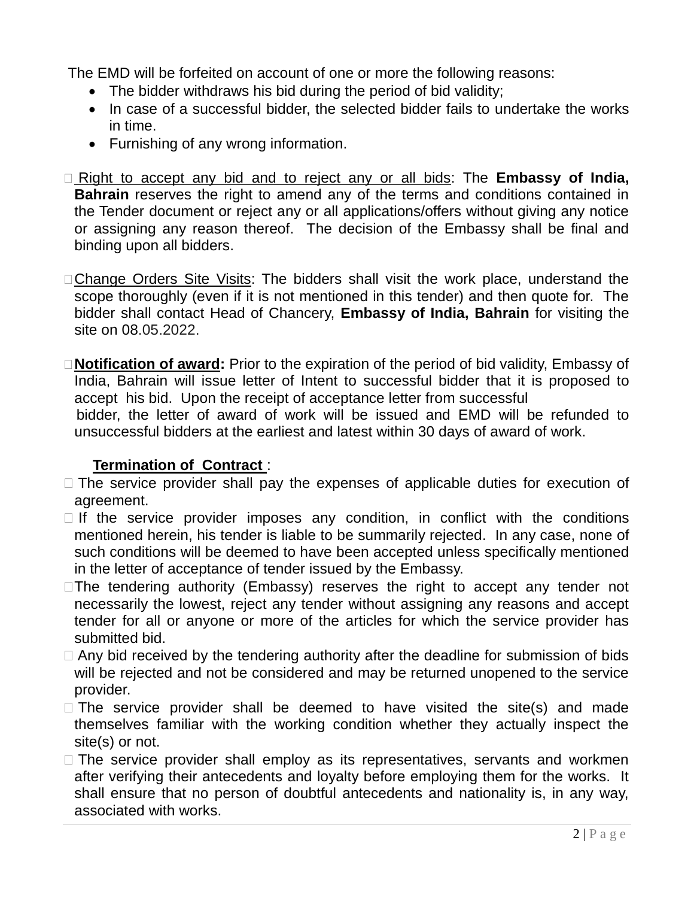The EMD will be forfeited on account of one or more the following reasons:

- The bidder withdraws his bid during the period of bid validity;
- In case of a successful bidder, the selected bidder fails to undertake the works in time.
- Furnishing of any wrong information.

- Right to accept any bid and to reject any or all bids: The **Embassy of India, Bahrain** reserves the right to amend any of the terms and conditions contained in the Tender document or reject any or all applications/offers without giving any notice or assigning any reason thereof. The decision of the Embassy shall be final and binding upon all bidders.

- Change Orders Site Visits: The bidders shall visit the work place, understand the scope thoroughly (even if it is not mentioned in this tender) and then quote for. The bidder shall contact Head of Chancery, **Embassy of India, Bahrain** for visiting the site on 08.05.2022.

- **Notification of award:** Prior to the expiration of the period of bid validity, Embassy of India, Bahrain will issue letter of Intent to successful bidder that it is proposed to accept his bid. Upon the receipt of acceptance letter from successful bidder, the letter of award of work will be issued and EMD will be refunded to unsuccessful bidders at the earliest and latest within 30 days of award of work.

**Termination of Contract** :

- The service provider shall pay the expenses of applicable duties for execution of agreement.
- If the service provider imposes any condition, in conflict with the conditions mentioned herein, his tender is liable to be summarily rejected. In any case, none of such conditions will be deemed to have been accepted unless specifically mentioned in the letter of acceptance of tender issued by the Embassy.
- The tendering authority (Embassy) reserves the right to accept any tender not necessarily the lowest, reject any tender without assigning any reasons and accept tender for all or anyone or more of the articles for which the service provider has submitted bid.
- Any bid received by the tendering authority after the deadline for submission of bids will be rejected and not be considered and may be returned unopened to the service provider.
- The service provider shall be deemed to have visited the site(s) and made themselves familiar with the working condition whether they actually inspect the site(s) or not.
- The service provider shall employ as its representatives, servants and workmen after verifying their antecedents and loyalty before employing them for the works. It shall ensure that no person of doubtful antecedents and nationality is, in any way, associated with works.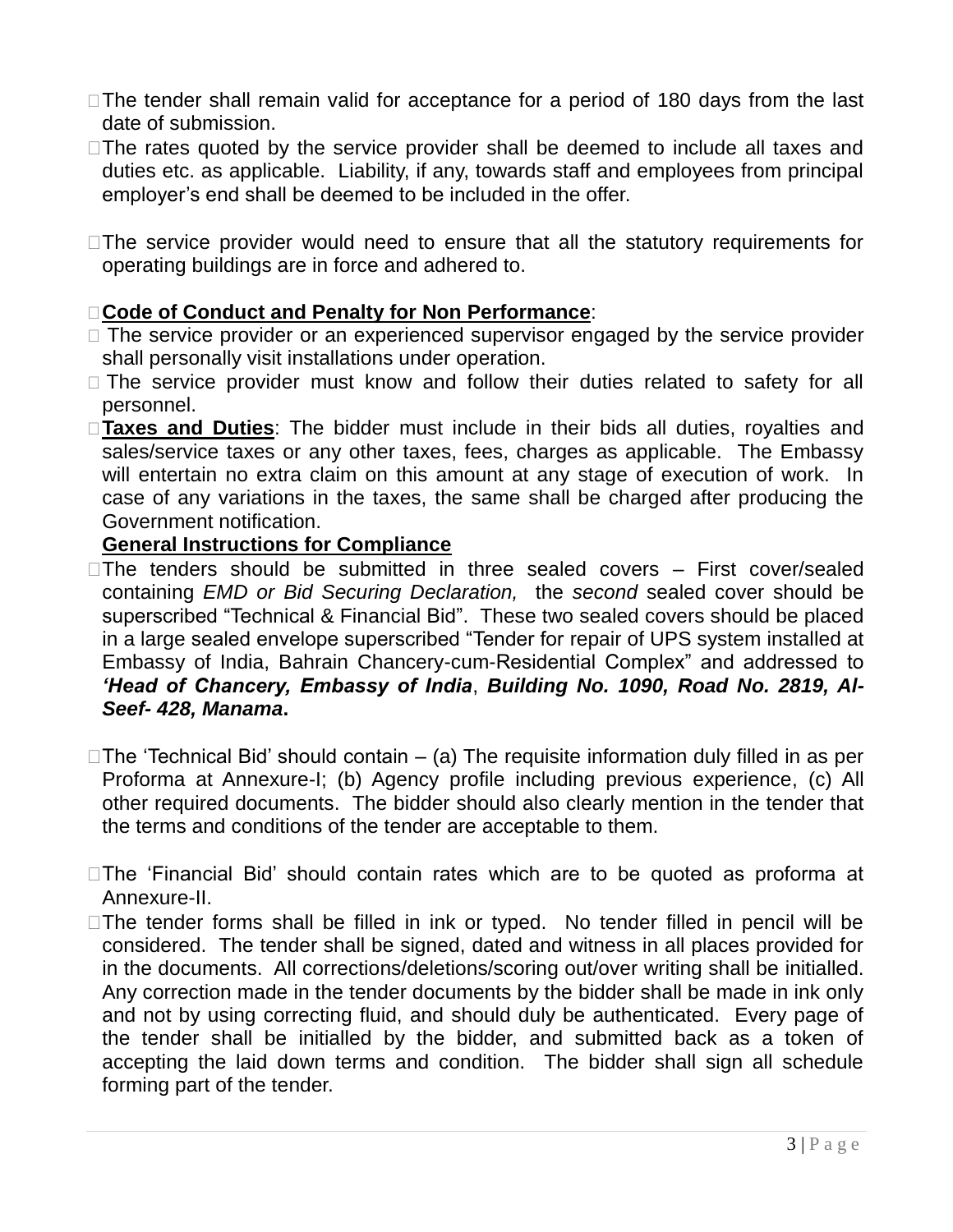- The tender shall remain valid for acceptance for a period of 180 days from the last date of submission.
- The rates quoted by the service provider shall be deemed to include all taxes and duties etc. as applicable. Liability, if any, towards staff and employees from principal employer's end shall be deemed to be included in the offer.

- The service provider would need to ensure that all the statutory requirements for operating buildings are in force and adhered to.

- **Code of Conduct and Penalty for Non Performance**:
- The service provider or an experienced supervisor engaged by the service provider shall personally visit installations under operation.
- The service provider must know and follow their duties related to safety for all personnel.
- **Taxes and Duties**: The bidder must include in their bids all duties, royalties and sales/service taxes or any other taxes, fees, charges as applicable. The Embassy will entertain no extra claim on this amount at any stage of execution of work. In case of any variations in the taxes, the same shall be charged after producing the Government notification.

  **General Instructions for Compliance**
- The tenders should be submitted in three sealed covers – First cover/sealed containing *EMD or Bid Securing Declaration,* the *second* sealed cover should be superscribed "Technical & Financial Bid". These two sealed covers should be placed in a large sealed envelope superscribed "Tender for repair of UPS system installed at Embassy of India, Bahrain Chancery-cum-Residential Complex" and addressed to ***'Head of Chancery, Embassy of India***, ***Building No. 1090, Road No. 2819, Al-Seef- 428, Manama*.**

- The 'Technical Bid' should contain – (a) The requisite information duly filled in as per Proforma at Annexure-I; (b) Agency profile including previous experience, (c) All other required documents. The bidder should also clearly mention in the tender that the terms and conditions of the tender are acceptable to them.

- The 'Financial Bid' should contain rates which are to be quoted as proforma at Annexure-II.
- The tender forms shall be filled in ink or typed. No tender filled in pencil will be considered. The tender shall be signed, dated and witness in all places provided for in the documents. All corrections/deletions/scoring out/over writing shall be initialled. Any correction made in the tender documents by the bidder shall be made in ink only and not by using correcting fluid, and should duly be authenticated. Every page of the tender shall be initialled by the bidder, and submitted back as a token of accepting the laid down terms and condition. The bidder shall sign all schedule forming part of the tender.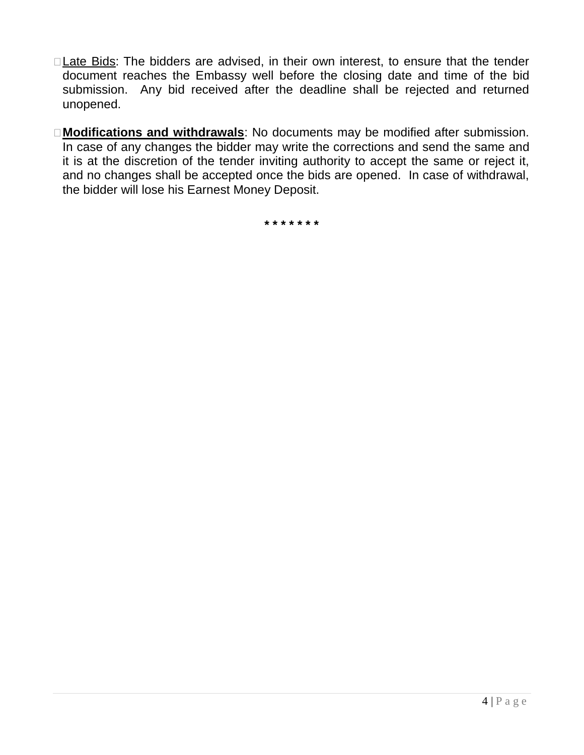- Late Bids: The bidders are advised, in their own interest, to ensure that the tender document reaches the Embassy well before the closing date and time of the bid submission. Any bid received after the deadline shall be rejected and returned unopened.

- **Modifications and withdrawals**: No documents may be modified after submission. In case of any changes the bidder may write the corrections and send the same and it is at the discretion of the tender inviting authority to accept the same or reject it, and no changes shall be accepted once the bids are opened. In case of withdrawal, the bidder will lose his Earnest Money Deposit.

**\* \* \* \* \* \* \***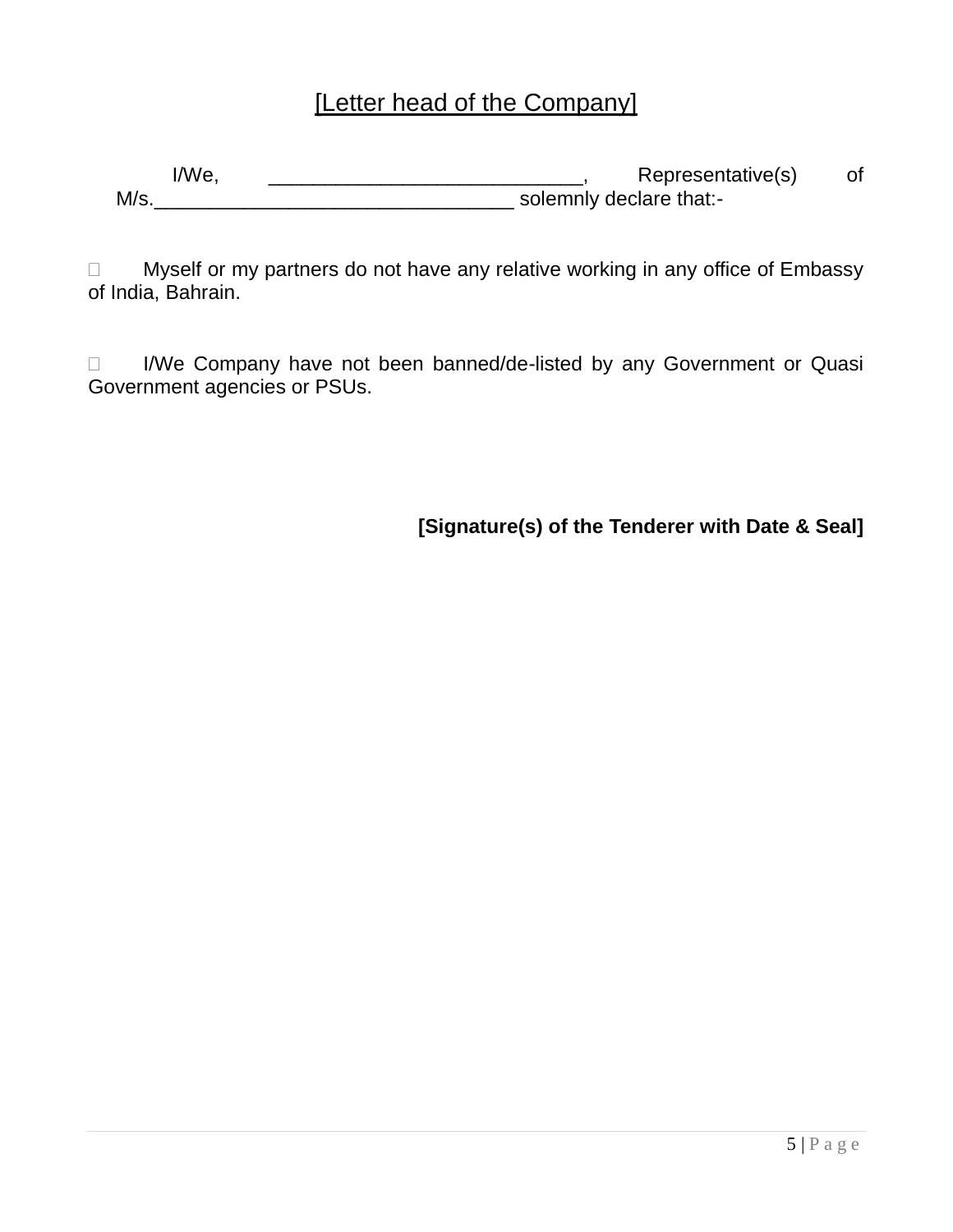[Letter head of the Company]

I/We, ____________________________, Representative(s) of M/s.________________________________ solemnly declare that:-

- Myself or my partners do not have any relative working in any office of Embassy of India, Bahrain.

- I/We Company have not been banned/de-listed by any Government or Quasi Government agencies or PSUs.

**[Signature(s) of the Tenderer with Date & Seal]**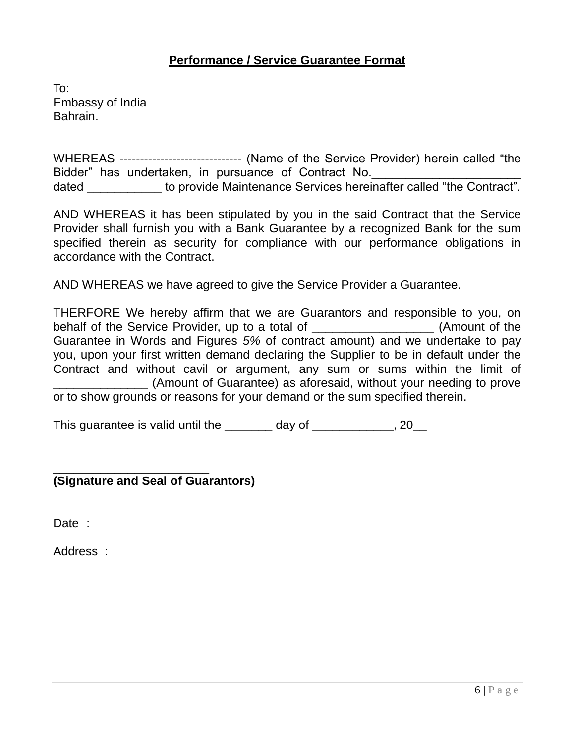**Performance / Service Guarantee Format**

To:
Embassy of India
Bahrain.

WHEREAS ------------------------------ (Name of the Service Provider) herein called "the Bidder" has undertaken, in pursuance of Contract No.______________________ dated ___________ to provide Maintenance Services hereinafter called "the Contract".

AND WHEREAS it has been stipulated by you in the said Contract that the Service Provider shall furnish you with a Bank Guarantee by a recognized Bank for the sum specified therein as security for compliance with our performance obligations in accordance with the Contract.

AND WHEREAS we have agreed to give the Service Provider a Guarantee.

THERFORE We hereby affirm that we are Guarantors and responsible to you, on behalf of the Service Provider, up to a total of __________________ (Amount of the Guarantee in Words and Figures *5%* of contract amount) and we undertake to pay you, upon your first written demand declaring the Supplier to be in default under the Contract and without cavil or argument, any sum or sums within the limit of ______________ (Amount of Guarantee) as aforesaid, without your needing to prove or to show grounds or reasons for your demand or the sum specified therein.

This guarantee is valid until the _______ day of ____________, 20__

_______________________
**(Signature and Seal of Guarantors)**

Date :

Address :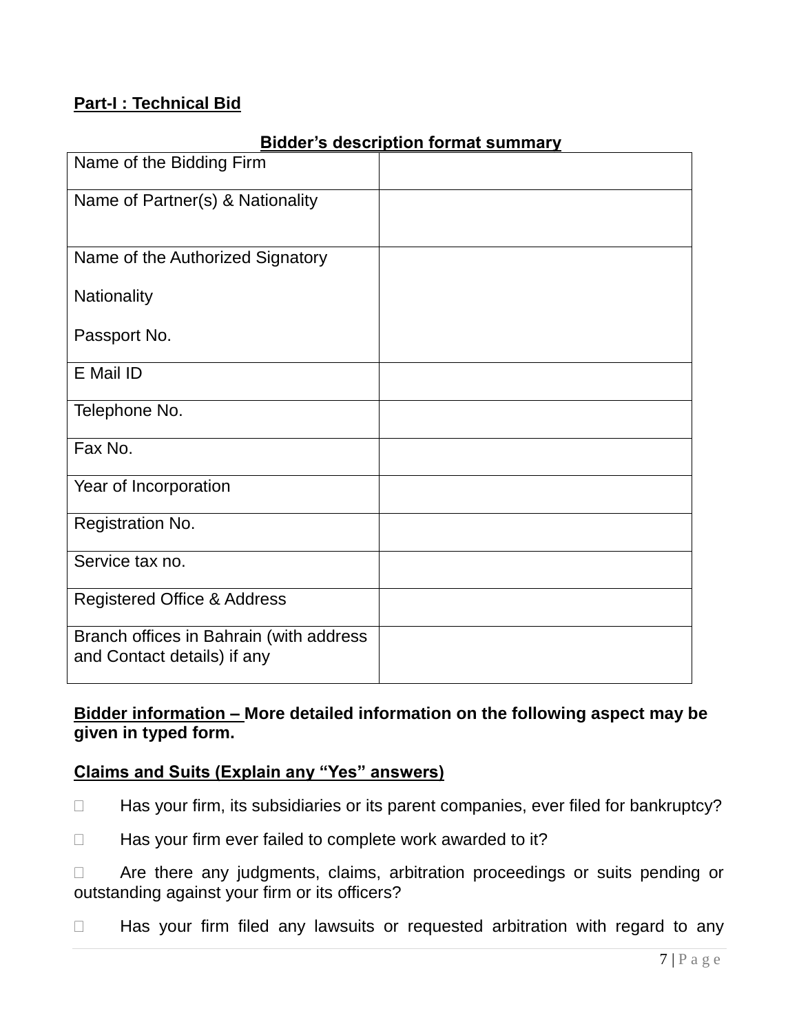**Part-I : Technical Bid**

**Bidder's description format summary**

| | |
|---|---|
| Name of the Bidding Firm | |
| Name of Partner(s) & Nationality | |
| Name of the Authorized Signatory<br><br>Nationality<br><br>Passport No. | |
| E Mail ID | |
| Telephone No. | |
| Fax No. | |
| Year of Incorporation | |
| Registration No. | |
| Service tax no. | |
| Registered Office & Address | |
| Branch offices in Bahrain (with address and Contact details) if any | |

**Bidder information – More detailed information on the following aspect may be given in typed form.**

**Claims and Suits (Explain any "Yes" answers)**

- Has your firm, its subsidiaries or its parent companies, ever filed for bankruptcy?
- Has your firm ever failed to complete work awarded to it?
- Are there any judgments, claims, arbitration proceedings or suits pending or outstanding against your firm or its officers?
- Has your firm filed any lawsuits or requested arbitration with regard to any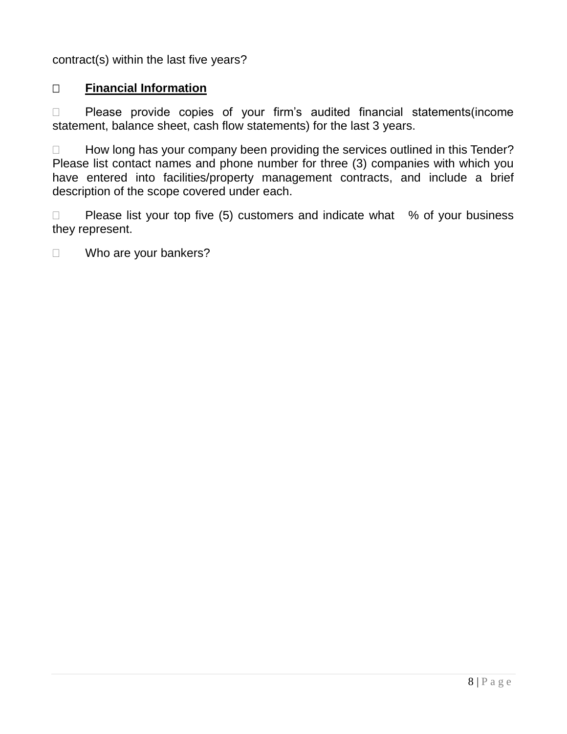contract(s) within the last five years?

- **Financial Information**

- Please provide copies of your firm's audited financial statements(income statement, balance sheet, cash flow statements) for the last 3 years.

- How long has your company been providing the services outlined in this Tender? Please list contact names and phone number for three (3) companies with which you have entered into facilities/property management contracts, and include a brief description of the scope covered under each.

- Please list your top five (5) customers and indicate what % of your business they represent.

- Who are your bankers?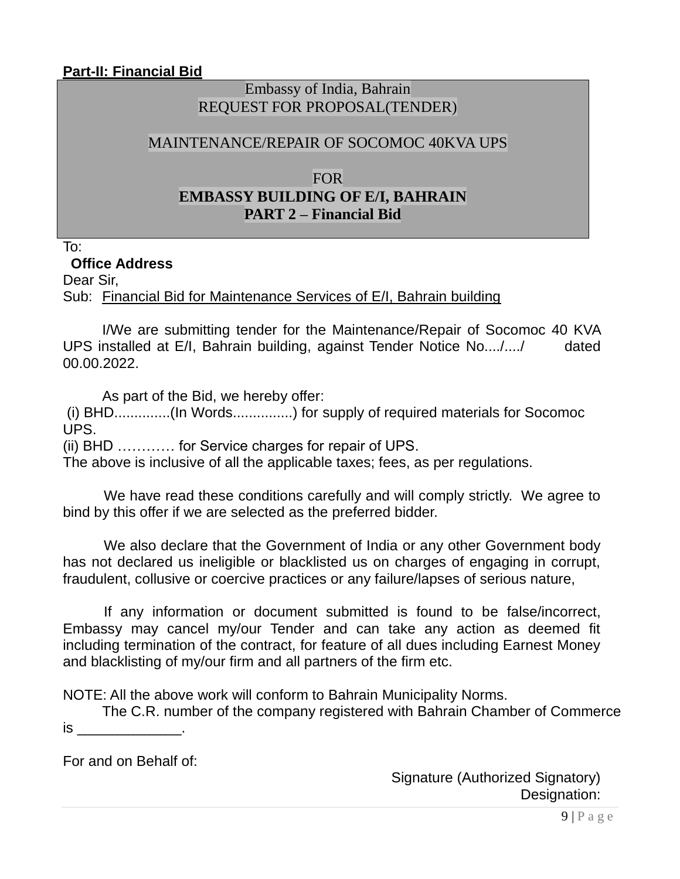**Part-II: Financial Bid**

Embassy of India, Bahrain
REQUEST FOR PROPOSAL(TENDER)

MAINTENANCE/REPAIR OF SOCOMOC 40KVA UPS

FOR
**EMBASSY BUILDING OF E/I, BAHRAIN**
**PART 2 – Financial Bid**

To:
**Office Address**

Dear Sir,

Sub: Financial Bid for Maintenance Services of E/I, Bahrain building

I/We are submitting tender for the Maintenance/Repair of Socomoc 40 KVA UPS installed at E/I, Bahrain building, against Tender Notice No..../..../ dated 00.00.2022.

As part of the Bid, we hereby offer:

(i) BHD.............(In Words..............) for supply of required materials for Socomoc UPS.
(ii) BHD ………… for Service charges for repair of UPS.
The above is inclusive of all the applicable taxes; fees, as per regulations.

We have read these conditions carefully and will comply strictly. We agree to bind by this offer if we are selected as the preferred bidder.

We also declare that the Government of India or any other Government body has not declared us ineligible or blacklisted us on charges of engaging in corrupt, fraudulent, collusive or coercive practices or any failure/lapses of serious nature,

If any information or document submitted is found to be false/incorrect, Embassy may cancel my/our Tender and can take any action as deemed fit including termination of the contract, for feature of all dues including Earnest Money and blacklisting of my/our firm and all partners of the firm etc.

NOTE: All the above work will conform to Bahrain Municipality Norms.
The C.R. number of the company registered with Bahrain Chamber of Commerce is _____________.

For and on Behalf of:

Signature (Authorized Signatory)
Designation: